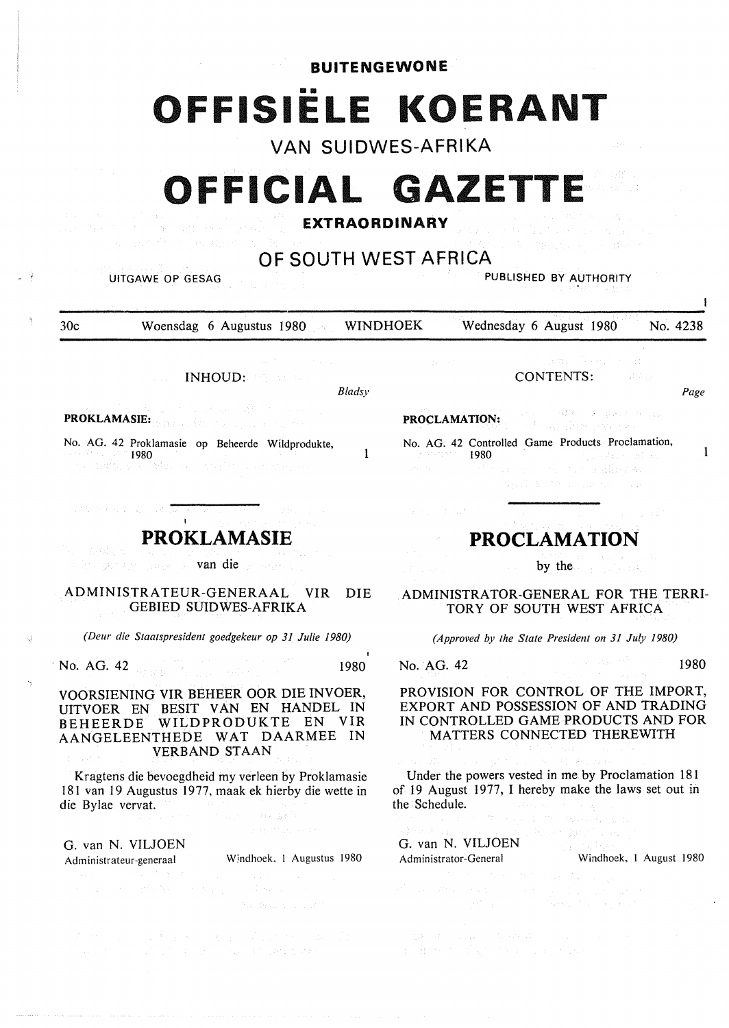**BUITENGEWONE**

# OFFISIËLE KOERANT

VAN SUIDWES-AFRIKA

# OFFICIAL GAZETTE

**EXTRAORDINARY**

## OF SOUTH WEST AFRICA

UITGAWE OP GESAG — PUBLISHED BY AUTHORITY

30c — Woensdag 6 Augustus 1980 — WINDHOEK — Wednesday 6 August 1980 — No. 4238

INHOUD:

*Bladsy*

**PROKLAMASIE:**

No. AG. 42 Proklamasie op Beheerde Wildprodukte, 1980 — 1

## PROKLAMASIE

van die

ADMINISTRATEUR-GENERAAL VIR DIE GEBIED SUIDWES-AFRIKA

*(Deur die Staatspresident goedgekeur op 31 Julie 1980)*

No. AG. 42 — 1980

VOORSIENING VIR BEHEER OOR DIE INVOER, UITVOER EN BESIT VAN EN HANDEL IN BEHEERDE WILDPRODUKTE EN VIR AANGELEENTHEDE WAT DAARMEE IN VERBAND STAAN

Kragtens die bevoegdheid my verleen by Proklamasie 181 van 19 Augustus 1977, maak ek hierby die wette in die Bylae vervat.

G. van N. VILJOEN
Administrateur-generaal — Windhoek, 1 Augustus 1980

CONTENTS:

*Page*

**PROCLAMATION:**

No. AG. 42 Controlled Game Products Proclamation, 1980 — 1

## PROCLAMATION

by the

ADMINISTRATOR-GENERAL FOR THE TERRITORY OF SOUTH WEST AFRICA

*(Approved by the State President on 31 July 1980)*

No. AG. 42 — 1980

PROVISION FOR CONTROL OF THE IMPORT, EXPORT AND POSSESSION OF AND TRADING IN CONTROLLED GAME PRODUCTS AND FOR MATTERS CONNECTED THEREWITH

Under the powers vested in me by Proclamation 181 of 19 August 1977, I hereby make the laws set out in the Schedule.

G. van N. VILJOEN
Administrator-General — Windhoek, 1 August 1980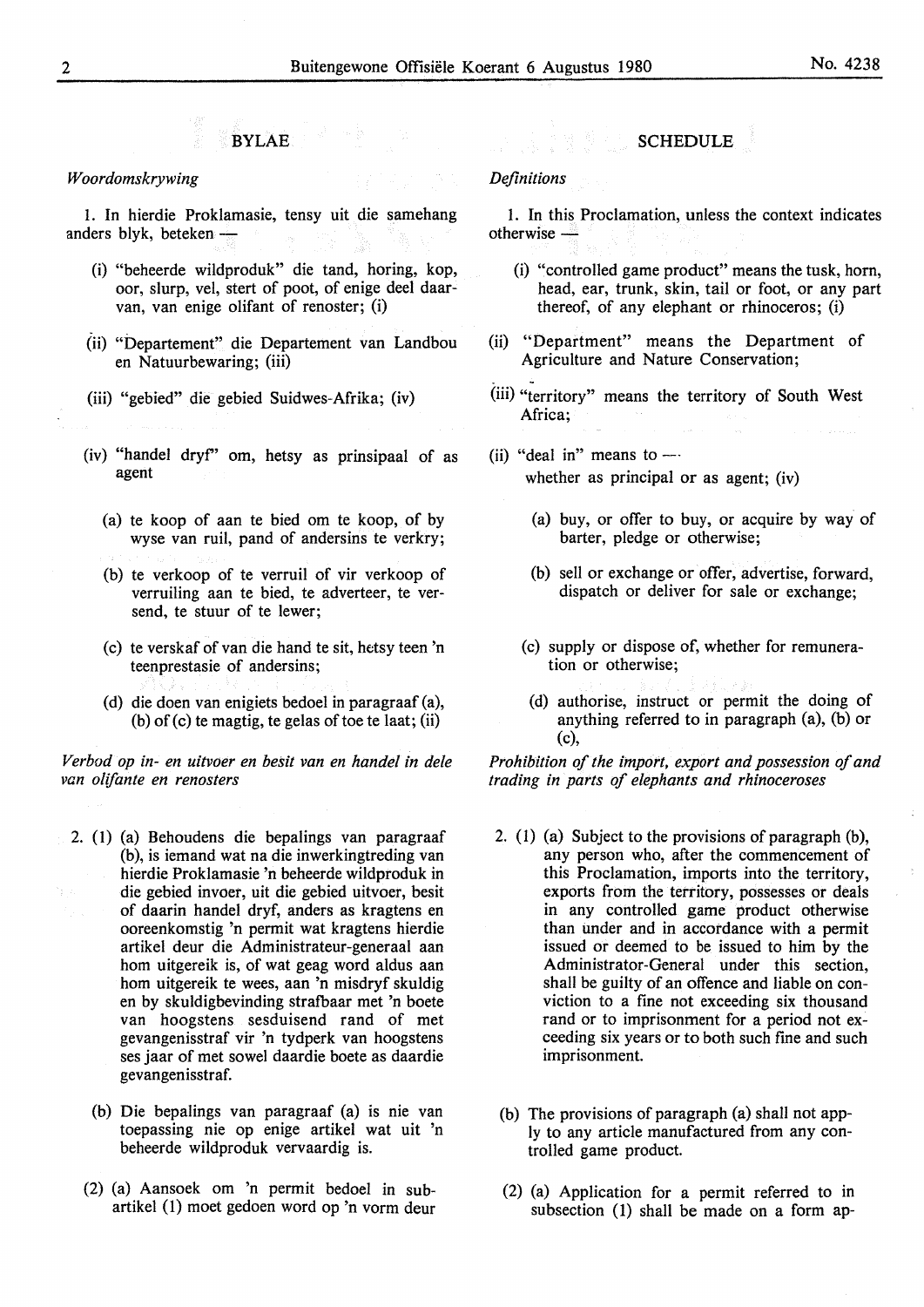## BYLAE

*Woordomskrywing*

1. In hierdie Proklamasie, tensy uit die samehang anders blyk, beteken —

(i) "beheerde wildproduk" die tand, horing, kop, oor, slurp, vel, stert of poot, of enige deel daarvan, van enige olifant of renoster; (i)

(ii) "Departement" die Departement van Landbou en Natuurbewaring; (iii)

(iii) "gebied" die gebied Suidwes-Afrika; (iv)

(iv) "handel dryf" om, hetsy as prinsipaal of as agent

(a) te koop of aan te bied om te koop, of by wyse van ruil, pand of andersins te verkry;

(b) te verkoop of te verruil of vir verkoop of verruiling aan te bied, te adverteer, te versend, te stuur of te lewer;

(c) te verskaf of van die hand te sit, hetsy teen 'n teenprestasie of andersins;

(d) die doen van enigiets bedoel in paragraaf (a), (b) of (c) te magtig, te gelas of toe te laat; (ii)

*Verbod op in- en uitvoer en besit van en handel in dele van olifante en renosters*

2. (1) (a) Behoudens die bepalings van paragraaf (b), is iemand wat na die inwerkingtreding van hierdie Proklamasie 'n beheerde wildproduk in die gebied invoer, uit die gebied uitvoer, besit of daarin handel dryf, anders as kragtens en ooreenkomstig 'n permit wat kragtens hierdie artikel deur die Administrateur-generaal aan hom uitgereik is, of wat geag word aldus aan hom uitgereik te wees, aan 'n misdryf skuldig en by skuldigbevinding strafbaar met 'n boete van hoogstens sesduisend rand of met gevangenisstraf vir 'n tydperk van hoogstens ses jaar of met sowel daardie boete as daardie gevangenisstraf.

(b) Die bepalings van paragraaf (a) is nie van toepassing nie op enige artikel wat uit 'n beheerde wildproduk vervaardig is.

(2) (a) Aansoek om 'n permit bedoel in subartikel (1) moet gedoen word op 'n vorm deur

## SCHEDULE

*Definitions*

1. In this Proclamation, unless the context indicates otherwise —

(i) "controlled game product" means the tusk, horn, head, ear, trunk, skin, tail or foot, or any part thereof, of any elephant or rhinoceros; (i)

(ii) "Department" means the Department of Agriculture and Nature Conservation;

(iii) "territory" means the territory of South West Africa;

(ii) "deal in" means to —
whether as principal or as agent; (iv)

(a) buy, or offer to buy, or acquire by way of barter, pledge or otherwise;

(b) sell or exchange or offer, advertise, forward, dispatch or deliver for sale or exchange;

(c) supply or dispose of, whether for remuneration or otherwise;

(d) authorise, instruct or permit the doing of anything referred to in paragraph (a), (b) or (c),

*Prohibition of the import, export and possession of and trading in parts of elephants and rhinoceroses*

2. (1) (a) Subject to the provisions of paragraph (b), any person who, after the commencement of this Proclamation, imports into the territory, exports from the territory, possesses or deals in any controlled game product otherwise than under and in accordance with a permit issued or deemed to be issued to him by the Administrator-General under this section, shall be guilty of an offence and liable on conviction to a fine not exceeding six thousand rand or to imprisonment for a period not exceeding six years or to both such fine and such imprisonment.

(b) The provisions of paragraph (a) shall not apply to any article manufactured from any controlled game product.

(2) (a) Application for a permit referred to in subsection (1) shall be made on a form ap-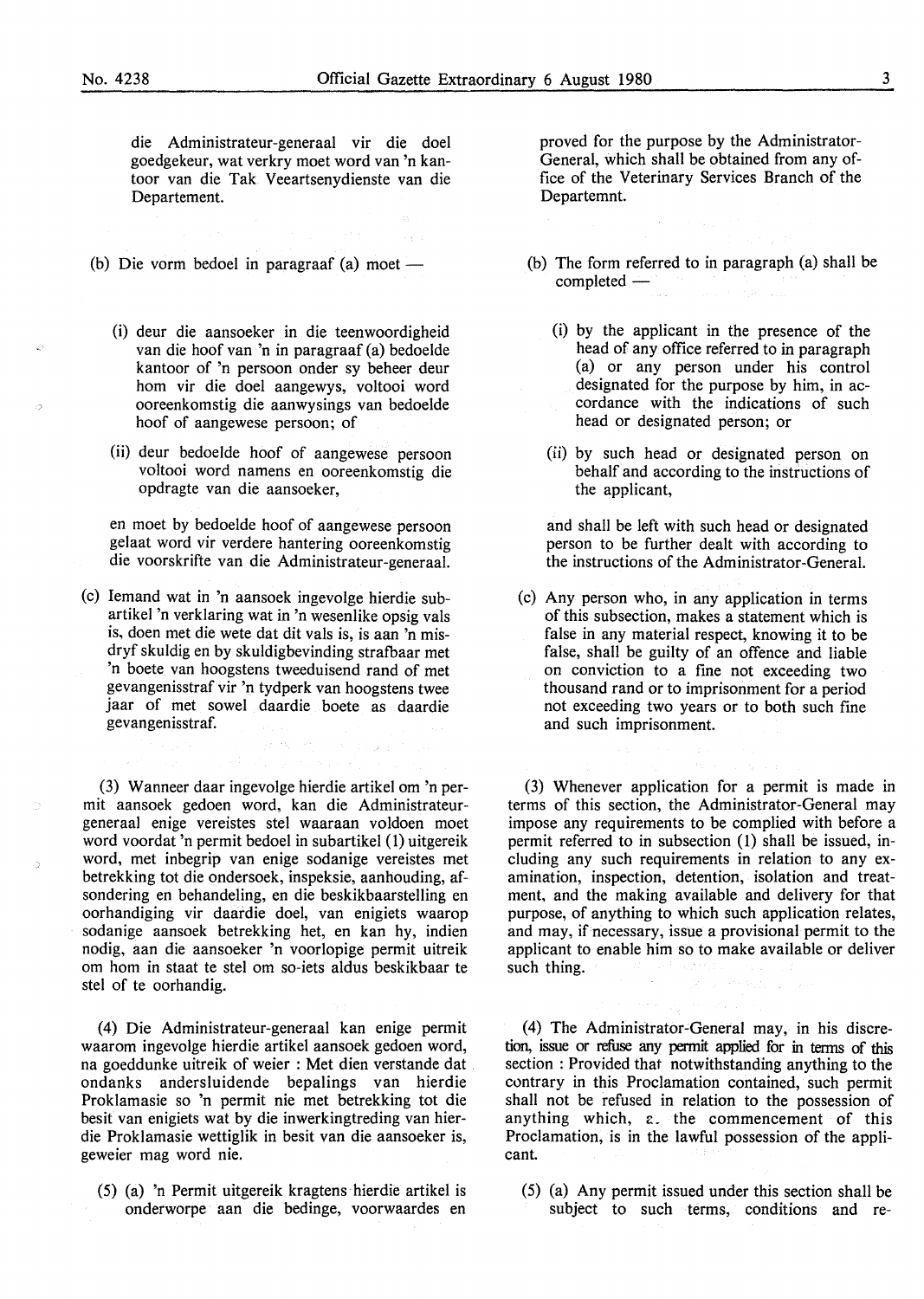die Administrateur-generaal vir die doel goedgekeur, wat verkry moet word van 'n kantoor van die Tak Veeartsenydienste van die Departement.

(b) Die vorm bedoel in paragraaf (a) moet —

(i) deur die aansoeker in die teenwoordigheid van die hoof van 'n in paragraaf (a) bedoelde kantoor of 'n persoon onder sy beheer deur hom vir die doel aangewys, voltooi word ooreenkomstig die aanwysings van bedoelde hoof of aangewese persoon; of

(ii) deur bedoelde hoof of aangewese persoon voltooi word namens en ooreenkomstig die opdragte van die aansoeker,

en moet by bedoelde hoof of aangewese persoon gelaat word vir verdere hantering ooreenkomstig die voorskrifte van die Administrateur-generaal.

(c) Iemand wat in 'n aansoek ingevolge hierdie subartikel 'n verklaring wat in 'n wesenlike opsig vals is, doen met die wete dat dit vals is, is aan 'n misdryf skuldig en by skuldigbevinding strafbaar met 'n boete van hoogstens tweeduisend rand of met gevangenisstraf vir 'n tydperk van hoogstens twee jaar of met sowel daardie boete as daardie gevangenisstraf.

(3) Wanneer daar ingevolge hierdie artikel om 'n permit aansoek gedoen word, kan die Administrateur-generaal enige vereistes stel waaraan voldoen moet word voordat 'n permit bedoel in subartikel (1) uitgereik word, met inbegrip van enige sodanige vereistes met betrekking tot die ondersoek, inspeksie, aanhouding, afsondering en behandeling, en die beskikbaarstelling en oorhandiging vir daardie doel, van enigiets waarop sodanige aansoek betrekking het, en kan hy, indien nodig, aan die aansoeker 'n voorlopige permit uitreik om hom in staat te stel om so-iets aldus beskikbaar te stel of te oorhandig.

(4) Die Administrateur-generaal kan enige permit waarom ingevolge hierdie artikel aansoek gedoen word, na goeddunke uitreik of weier : Met dien verstande dat ondanks andersluidende bepalings van hierdie Proklamasie so 'n permit nie met betrekking tot die besit van enigiets wat by die inwerkingtreding van hierdie Proklamasie wettiglik in besit van die aansoeker is, geweier mag word nie.

(5) (a) 'n Permit uitgereik kragtens hierdie artikel is onderworpe aan die bedinge, voorwaardes en

proved for the purpose by the Administrator-General, which shall be obtained from any office of the Veterinary Services Branch of the Departemnt.

(b) The form referred to in paragraph (a) shall be completed —

(i) by the applicant in the presence of the head of any office referred to in paragraph (a) or any person under his control designated for the purpose by him, in accordance with the indications of such head or designated person; or

(ii) by such head or designated person on behalf and according to the instructions of the applicant,

and shall be left with such head or designated person to be further dealt with according to the instructions of the Administrator-General.

(c) Any person who, in any application in terms of this subsection, makes a statement which is false in any material respect, knowing it to be false, shall be guilty of an offence and liable on conviction to a fine not exceeding two thousand rand or to imprisonment for a period not exceeding two years or to both such fine and such imprisonment.

(3) Whenever application for a permit is made in terms of this section, the Administrator-General may impose any requirements to be complied with before a permit referred to in subsection (1) shall be issued, including any such requirements in relation to any examination, inspection, detention, isolation and treatment, and the making available and delivery for that purpose, of anything to which such application relates, and may, if necessary, issue a provisional permit to the applicant to enable him so to make available or deliver such thing.

(4) The Administrator-General may, in his discretion, issue or refuse any permit applied for in terms of this section : Provided that notwithstanding anything to the contrary in this Proclamation contained, such permit shall not be refused in relation to the possession of anything which, at the commencement of this Proclamation, is in the lawful possession of the applicant.

(5) (a) Any permit issued under this section shall be subject to such terms, conditions and re-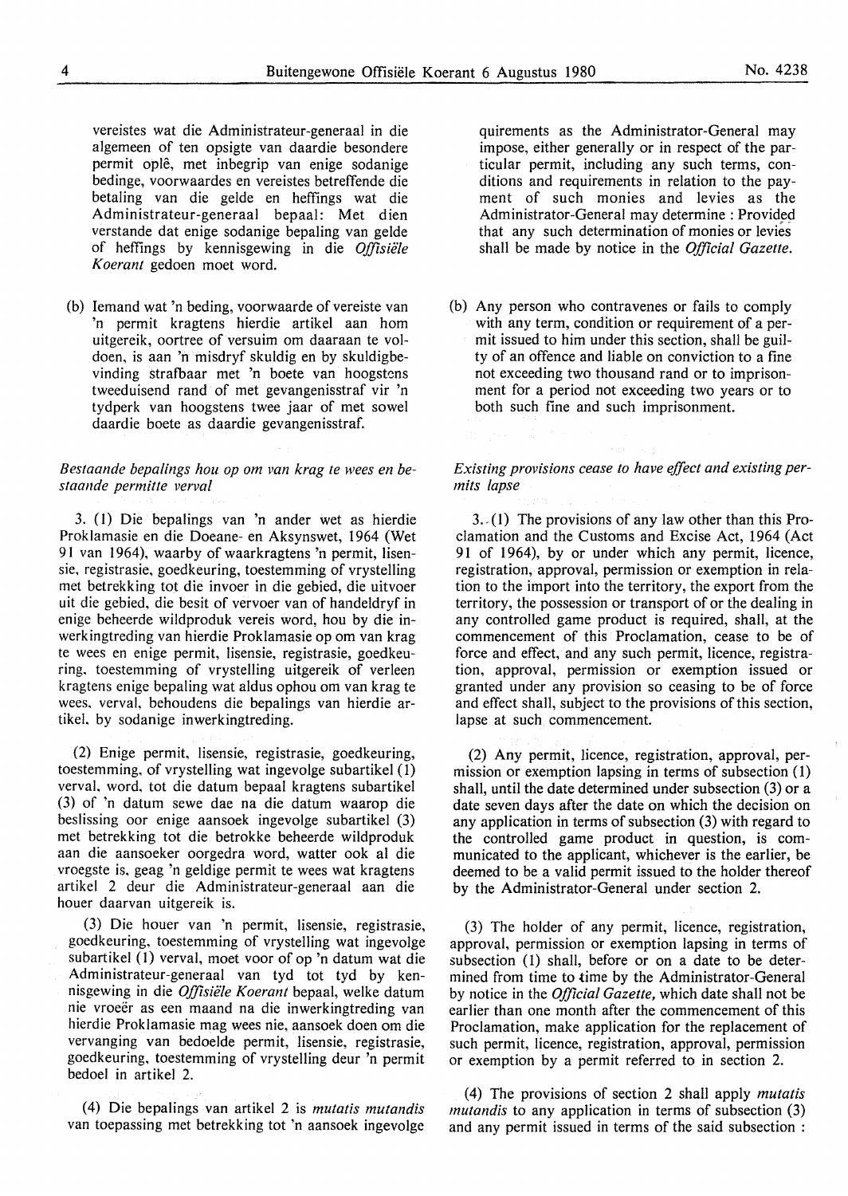vereistes wat die Administrateur-generaal in die algemeen of ten opsigte van daardie besondere permit oplê, met inbegrip van enige sodanige bedinge, voorwaardes en vereistes betreffende die betaling van die gelde en heffings wat die Administrateur-generaal bepaal: Met dien verstande dat enige sodanige bepaling van gelde of heffings by kennisgewing in die *Offisiële Koerant* gedoen moet word.

(b) Iemand wat 'n beding, voorwaarde of vereiste van 'n permit kragtens hierdie artikel aan hom uitgereik, oortree of versuim om daaraan te voldoen, is aan 'n misdryf skuldig en by skuldigbevinding strafbaar met 'n boete van hoogstens tweeduisend rand of met gevangenisstraf vir 'n tydperk van hoogstens twee jaar of met sowel daardie boete as daardie gevangenisstraf.

*Bestaande bepalings hou op om van krag te wees en bestaande permitte verval*

3. (1) Die bepalings van 'n ander wet as hierdie Proklamasie en die Doeane- en Aksynswet, 1964 (Wet 91 van 1964), waarby of waarkragtens 'n permit, lisensie, registrasie, goedkeuring, toestemming of vrystelling met betrekking tot die invoer in die gebied, die uitvoer uit die gebied, die besit of vervoer van of handeldryf in enige beheerde wildproduk vereis word, hou by die inwerkingtreding van hierdie Proklamasie op om van krag te wees en enige permit, lisensie, registrasie, goedkeuring, toestemming of vrystelling uitgereik of verleen kragtens enige bepaling wat aldus ophou om van krag te wees, verval, behoudens die bepalings van hierdie artikel, by sodanige inwerkingtreding.

(2) Enige permit, lisensie, registrasie, goedkeuring, toestemming, of vrystelling wat ingevolge subartikel (1) verval, word, tot die datum bepaal kragtens subartikel (3) of 'n datum sewe dae na die datum waarop die beslissing oor enige aansoek ingevolge subartikel (3) met betrekking tot die betrokke beheerde wildproduk aan die aansoeker oorgedra word, watter ook al die vroegste is, geag 'n geldige permit te wees wat kragtens artikel 2 deur die Administrateur-generaal aan die houer daarvan uitgereik is.

(3) Die houer van 'n permit, lisensie, registrasie, goedkeuring, toestemming of vrystelling wat ingevolge subartikel (1) verval, moet voor of op 'n datum wat die Administrateur-generaal van tyd tot tyd by kennisgewing in die *Offisiële Koerant* bepaal, welke datum nie vroeër as een maand na die inwerkingtreding van hierdie Proklamasie mag wees nie, aansoek doen om die vervanging van bedoelde permit, lisensie, registrasie, goedkeuring, toestemming of vrystelling deur 'n permit bedoel in artikel 2.

(4) Die bepalings van artikel 2 is *mutatis mutandis* van toepassing met betrekking tot 'n aansoek ingevolge

quirements as the Administrator-General may impose, either generally or in respect of the particular permit, including any such terms, conditions and requirements in relation to the payment of such monies and levies as the Administrator-General may determine: Provided that any such determination of monies or levies shall be made by notice in the *Official Gazette*.

(b) Any person who contravenes or fails to comply with any term, condition or requirement of a permit issued to him under this section, shall be guilty of an offence and liable on conviction to a fine not exceeding two thousand rand or to imprisonment for a period not exceeding two years or to both such fine and such imprisonment.

*Existing provisions cease to have effect and existing permits lapse*

3. (1) The provisions of any law other than this Proclamation and the Customs and Excise Act, 1964 (Act 91 of 1964), by or under which any permit, licence, registration, approval, permission or exemption in relation to the import into the territory, the export from the territory, the possession or transport of or the dealing in any controlled game product is required, shall, at the commencement of this Proclamation, cease to be of force and effect, and any such permit, licence, registration, approval, permission or exemption issued or granted under any provision so ceasing to be of force and effect shall, subject to the provisions of this section, lapse at such commencement.

(2) Any permit, licence, registration, approval, permission or exemption lapsing in terms of subsection (1) shall, until the date determined under subsection (3) or a date seven days after the date on which the decision on any application in terms of subsection (3) with regard to the controlled game product in question, is communicated to the applicant, whichever is the earlier, be deemed to be a valid permit issued to the holder thereof by the Administrator-General under section 2.

(3) The holder of any permit, licence, registration, approval, permission or exemption lapsing in terms of subsection (1) shall, before or on a date to be determined from time to time by the Administrator-General by notice in the *Official Gazette*, which date shall not be earlier than one month after the commencement of this Proclamation, make application for the replacement of such permit, licence, registration, approval, permission or exemption by a permit referred to in section 2.

(4) The provisions of section 2 shall apply *mutatis mutandis* to any application in terms of subsection (3) and any permit issued in terms of the said subsection :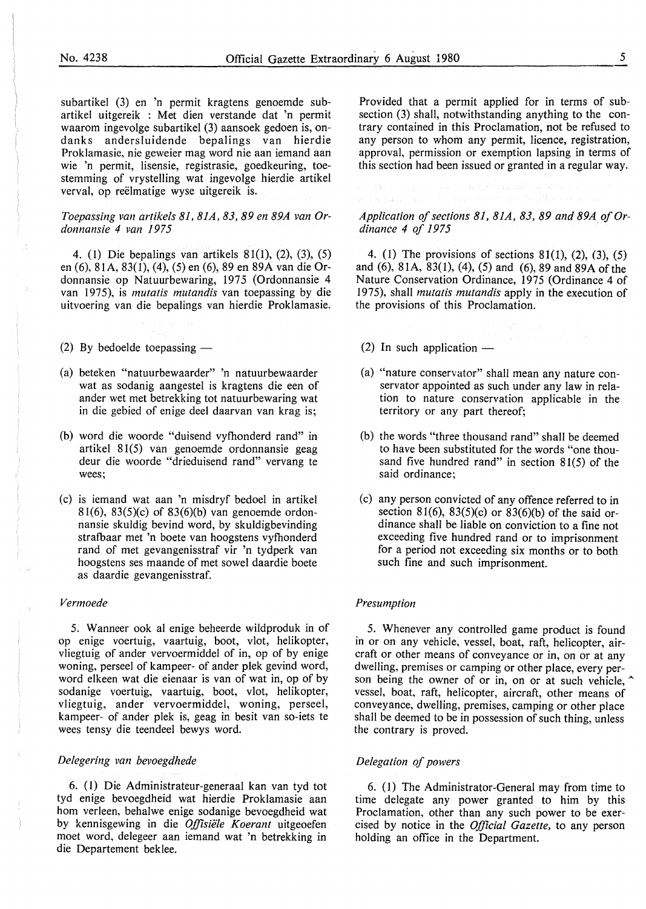subartikel (3) en 'n permit kragtens genoemde subartikel uitgereik : Met dien verstande dat 'n permit waarom ingevolge subartikel (3) aansoek gedoen is, ondanks andersluidende bepalings van hierdie Proklamasie, nie geweier mag word nie aan iemand aan wie 'n permit, lisensie, registrasie, goedkeuring, toestemming of vrystelling wat ingevolge hierdie artikel verval, op reëlmatige wyse uitgereik is.

*Toepassing van artikels 81, 81A, 83, 89 en 89A van Ordonnansie 4 van 1975*

4. (1) Die bepalings van artikels 81(1), (2), (3), (5) en (6), 81A, 83(1), (4), (5) en (6), 89 en 89A van die Ordonnansie op Natuurbewaring, 1975 (Ordonnansie 4 van 1975), is *mutatis mutandis* van toepassing by die uitvoering van die bepalings van hierdie Proklamasie.

(2) By bedoelde toepassing —

(a) beteken "natuurbewaarder" 'n natuurbewaarder wat as sodanig aangestel is kragtens die een of ander wet met betrekking tot natuurbewaring wat in die gebied of enige deel daarvan van krag is;

(b) word die woorde "duisend vyfhonderd rand" in artikel 81(5) van genoemde ordonnansie geag deur die woorde "drieduisend rand" vervang te wees;

(c) is iemand wat aan 'n misdryf bedoel in artikel 81(6), 83(5)(c) of 83(6)(b) van genoemde ordonnansie skuldig bevind word, by skuldigbevinding strafbaar met 'n boete van hoogstens vyfhonderd rand of met gevangenisstraf vir 'n tydperk van hoogstens ses maande of met sowel daardie boete as daardie gevangenisstraf.

*Vermoede*

5. Wanneer ook al enige beheerde wildproduk in of op enige voertuig, vaartuig, boot, vlot, helikopter, vliegtuig of ander vervoermiddel of in, op of by enige woning, perseel of kampeer- of ander plek gevind word, word elkeen wat die eienaar is van of wat in, op of by sodanige voertuig, vaartuig, boot, vlot, helikopter, vliegtuig, ander vervoermiddel, woning, perseel, kampeer- of ander plek is, geag in besit van so-iets te wees tensy die teendeel bewys word.

*Delegering van bevoegdhede*

6. (1) Die Administrateur-generaal kan van tyd tot tyd enige bevoegdheid wat hierdie Proklamasie aan hom verleen, behalwe enige sodanige bevoegdheid wat by kennisgewing in die *Offisiële Koerant* uitgeoefen moet word, delegeer aan iemand wat 'n betrekking in die Departement beklee.

Provided that a permit applied for in terms of subsection (3) shall, notwithstanding anything to the contrary contained in this Proclamation, not be refused to any person to whom any permit, licence, registration, approval, permission or exemption lapsing in terms of this section had been issued or granted in a regular way.

*Application of sections 81, 81A, 83, 89 and 89A of Ordinance 4 of 1975*

4. (1) The provisions of sections 81(1), (2), (3), (5) and (6), 81A, 83(1), (4), (5) and (6), 89 and 89A of the Nature Conservation Ordinance, 1975 (Ordinance 4 of 1975), shall *mutatis mutandis* apply in the execution of the provisions of this Proclamation.

(2) In such application —

(a) "nature conservator" shall mean any nature conservator appointed as such under any law in relation to nature conservation applicable in the territory or any part thereof;

(b) the words "three thousand rand" shall be deemed to have been substituted for the words "one thousand five hundred rand" in section 81(5) of the said ordinance;

(c) any person convicted of any offence referred to in section 81(6), 83(5)(c) or 83(6)(b) of the said ordinance shall be liable on conviction to a fine not exceeding five hundred rand or to imprisonment for a period not exceeding six months or to both such fine and such imprisonment.

*Presumption*

5. Whenever any controlled game product is found in or on any vehicle, vessel, boat, raft, helicopter, aircraft or other means of conveyance or in, on or at any dwelling, premises or camping or other place, every person being the owner of or in, on or at such vehicle, vessel, boat, raft, helicopter, aircraft, other means of conveyance, dwelling, premises, camping or other place shall be deemed to be in possession of such thing, unless the contrary is proved.

*Delegation of powers*

6. (1) The Administrator-General may from time to time delegate any power granted to him by this Proclamation, other than any such power to be exercised by notice in the *Official Gazette*, to any person holding an office in the Department.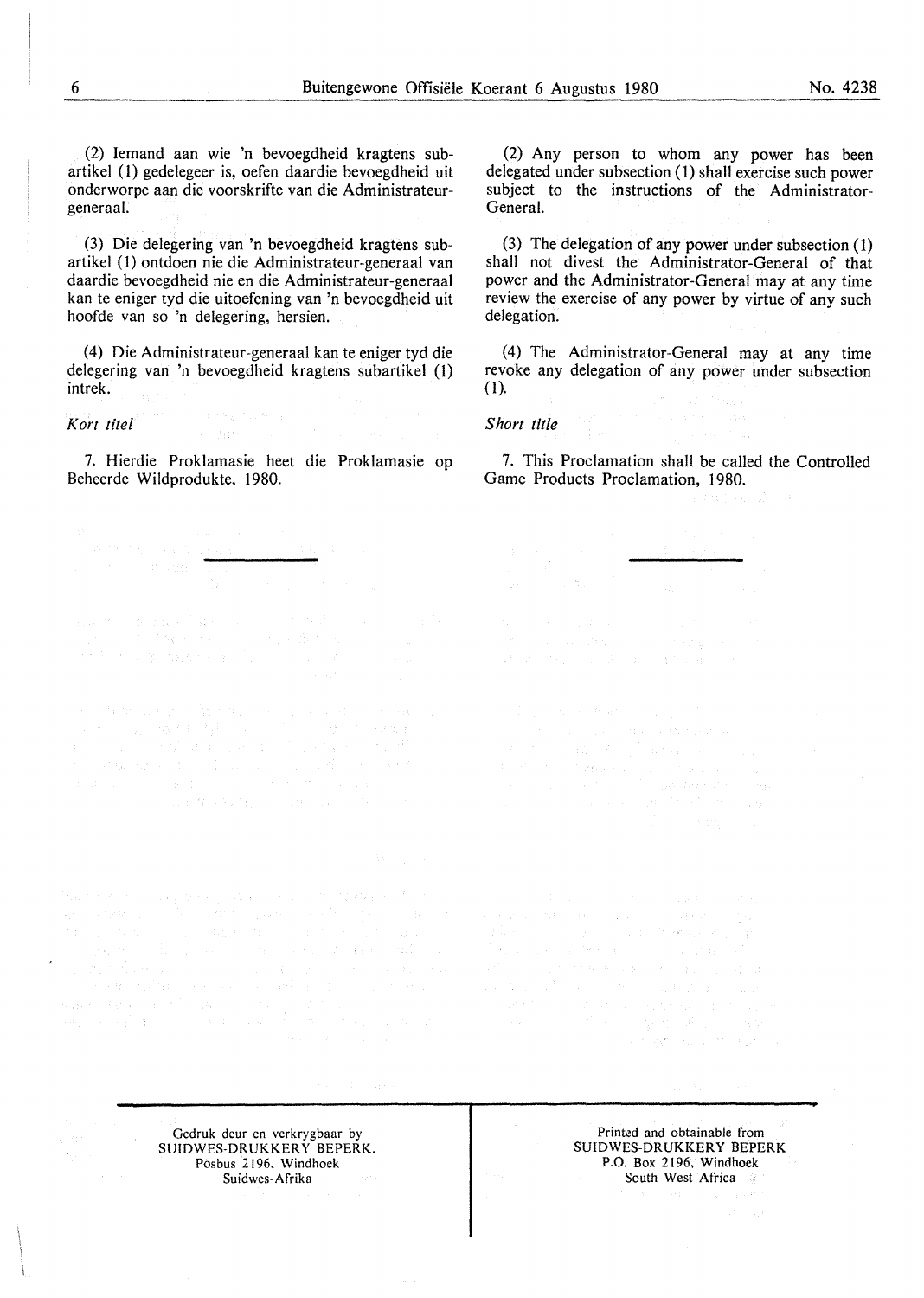(2) Iemand aan wie 'n bevoegdheid kragtens subartikel (1) gedelegeer is, oefen daardie bevoegdheid uit onderworpe aan die voorskrifte van die Administrateur-generaal.

(3) Die delegering van 'n bevoegdheid kragtens subartikel (1) ontdoen nie die Administrateur-generaal van daardie bevoegdheid nie en die Administrateur-generaal kan te eniger tyd die uitoefening van 'n bevoegdheid uit hoofde van so 'n delegering, hersien.

(4) Die Administrateur-generaal kan te eniger tyd die delegering van 'n bevoegdheid kragtens subartikel (1) intrek.

*Kort titel*

7. Hierdie Proklamasie heet die Proklamasie op Beheerde Wildprodukte, 1980.

(2) Any person to whom any power has been delegated under subsection (1) shall exercise such power subject to the instructions of the Administrator-General.

(3) The delegation of any power under subsection (1) shall not divest the Administrator-General of that power and the Administrator-General may at any time review the exercise of any power by virtue of any such delegation.

(4) The Administrator-General may at any time revoke any delegation of any power under subsection (1).

*Short title*

7. This Proclamation shall be called the Controlled Game Products Proclamation, 1980.

---

Gedruk deur en verkrygbaar by
SUIDWES-DRUKKERY BEPERK,
Posbus 2196, Windhoek
Suidwes-Afrika

Printed and obtainable from
SUIDWES-DRUKKERY BEPERK
P.O. Box 2196, Windhoek
South West Africa